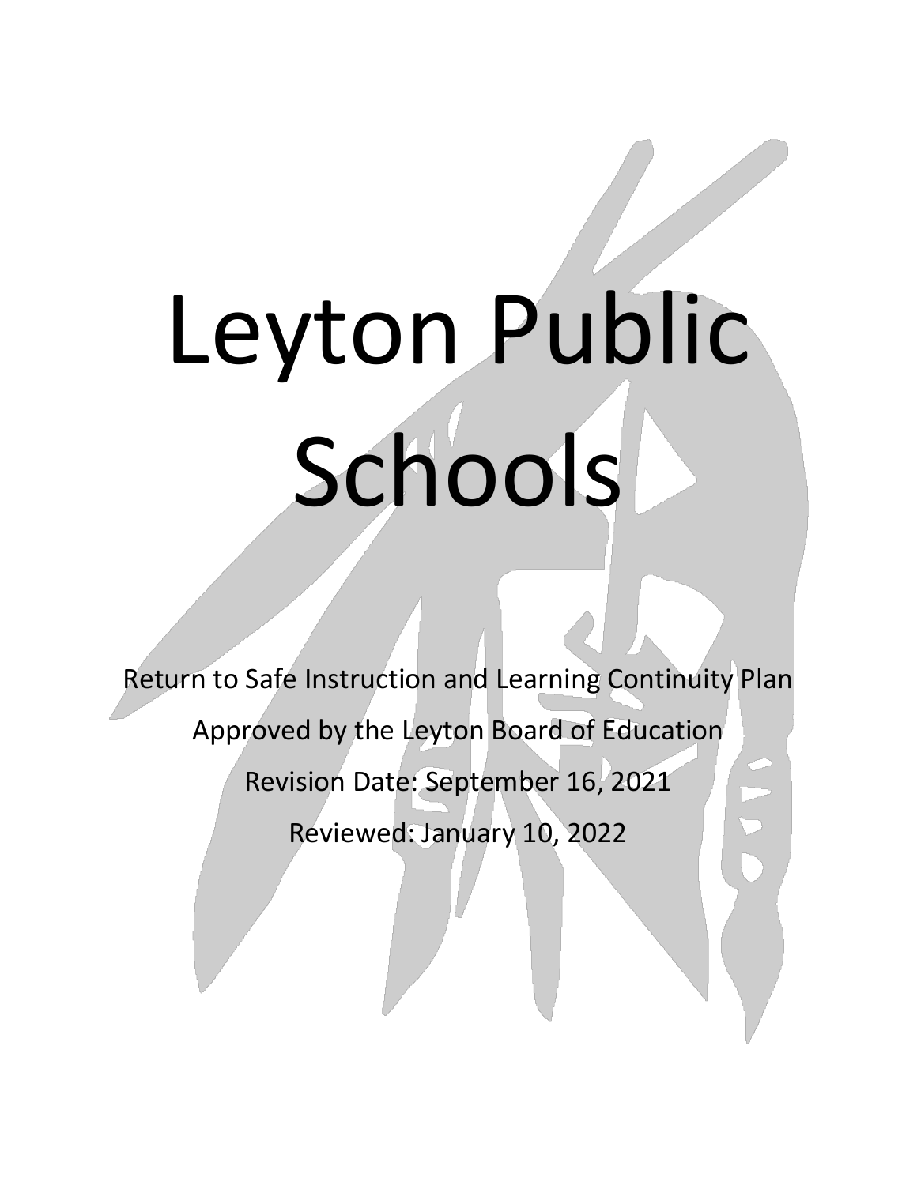# Leyton Public Schools

Return to Safe Instruction and Learning Continuity Plan

Approved by the Leyton Board of Education

Revision Date: September 16, 2021

Reviewed: January 10, 2022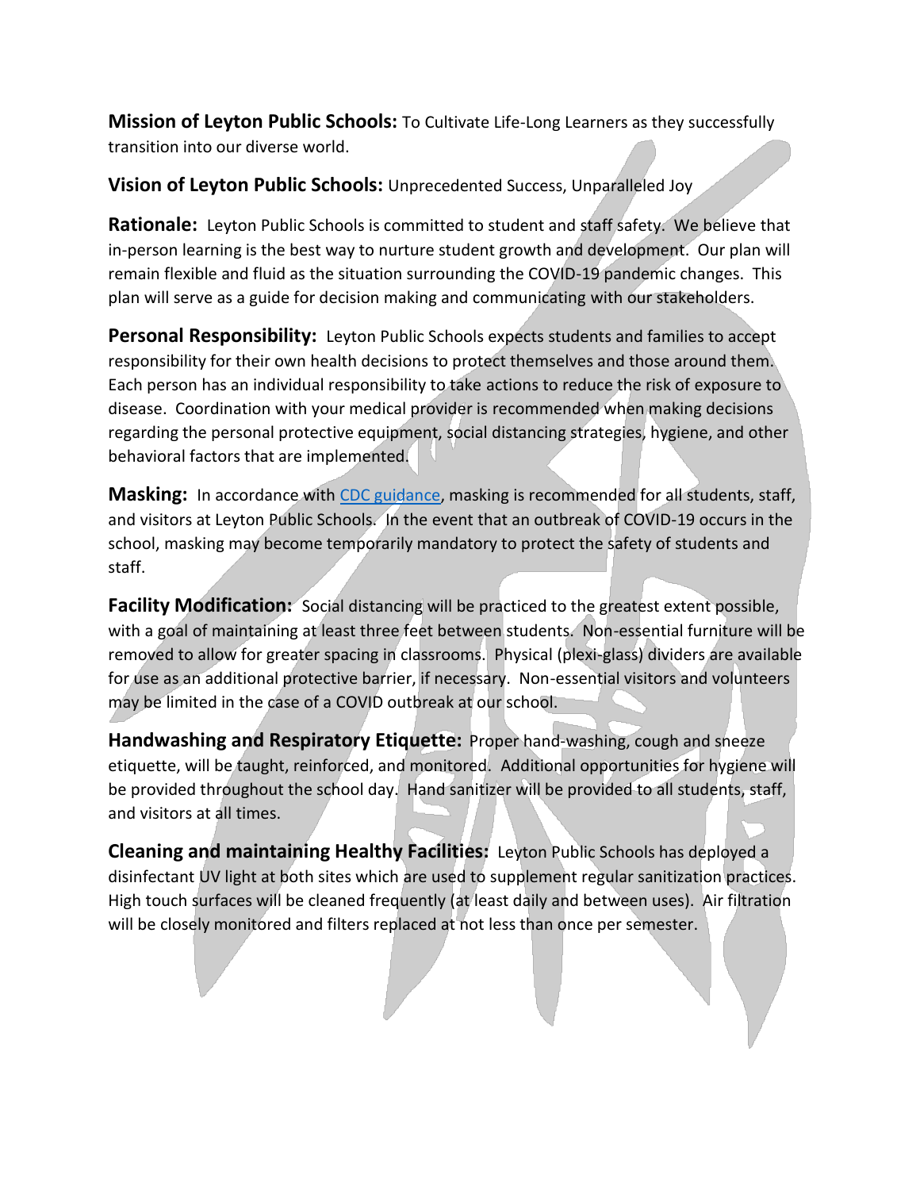**Mission of Leyton Public Schools:** To Cultivate Life-Long Learners as they successfully transition into our diverse world.

**Vision of Leyton Public Schools:** Unprecedented Success, Unparalleled Joy

**Rationale:** Leyton Public Schools is committed to student and staff safety. We believe that in-person learning is the best way to nurture student growth and development. Our plan will remain flexible and fluid as the situation surrounding the COVID-19 pandemic changes. This plan will serve as a guide for decision making and communicating with our stakeholders.

**Personal Responsibility:** Leyton Public Schools expects students and families to accept responsibility for their own health decisions to protect themselves and those around them. Each person has an individual responsibility to take actions to reduce the risk of exposure to disease. Coordination with your medical provider is recommended when making decisions regarding the personal protective equipment, social distancing strategies, hygiene, and other behavioral factors that are implemented.

**Masking:** In accordance with [CDC guidance](), masking is recommended for all students, staff, and visitors at Leyton Public Schools. In the event that an outbreak of COVID-19 occurs in the school, masking may become temporarily mandatory to protect the safety of students and staff.

**Facility Modification:** Social distancing will be practiced to the greatest extent possible, with a goal of maintaining at least three feet between students. Non-essential furniture will be removed to allow for greater spacing in classrooms. Physical (plexi-glass) dividers are available for use as an additional protective barrier, if necessary. Non-essential visitors and volunteers may be limited in the case of a COVID outbreak at our school.

**Handwashing and Respiratory Etiquette:** Proper hand-washing, cough and sneeze etiquette, will be taught, reinforced, and monitored. Additional opportunities for hygiene will be provided throughout the school day. Hand sanitizer will be provided to all students, staff, and visitors at all times.

**Cleaning and maintaining Healthy Facilities:** Leyton Public Schools has deployed a disinfectant UV light at both sites which are used to supplement regular sanitization practices. High touch surfaces will be cleaned frequently (at least daily and between uses). Air filtration will be closely monitored and filters replaced at not less than once per semester.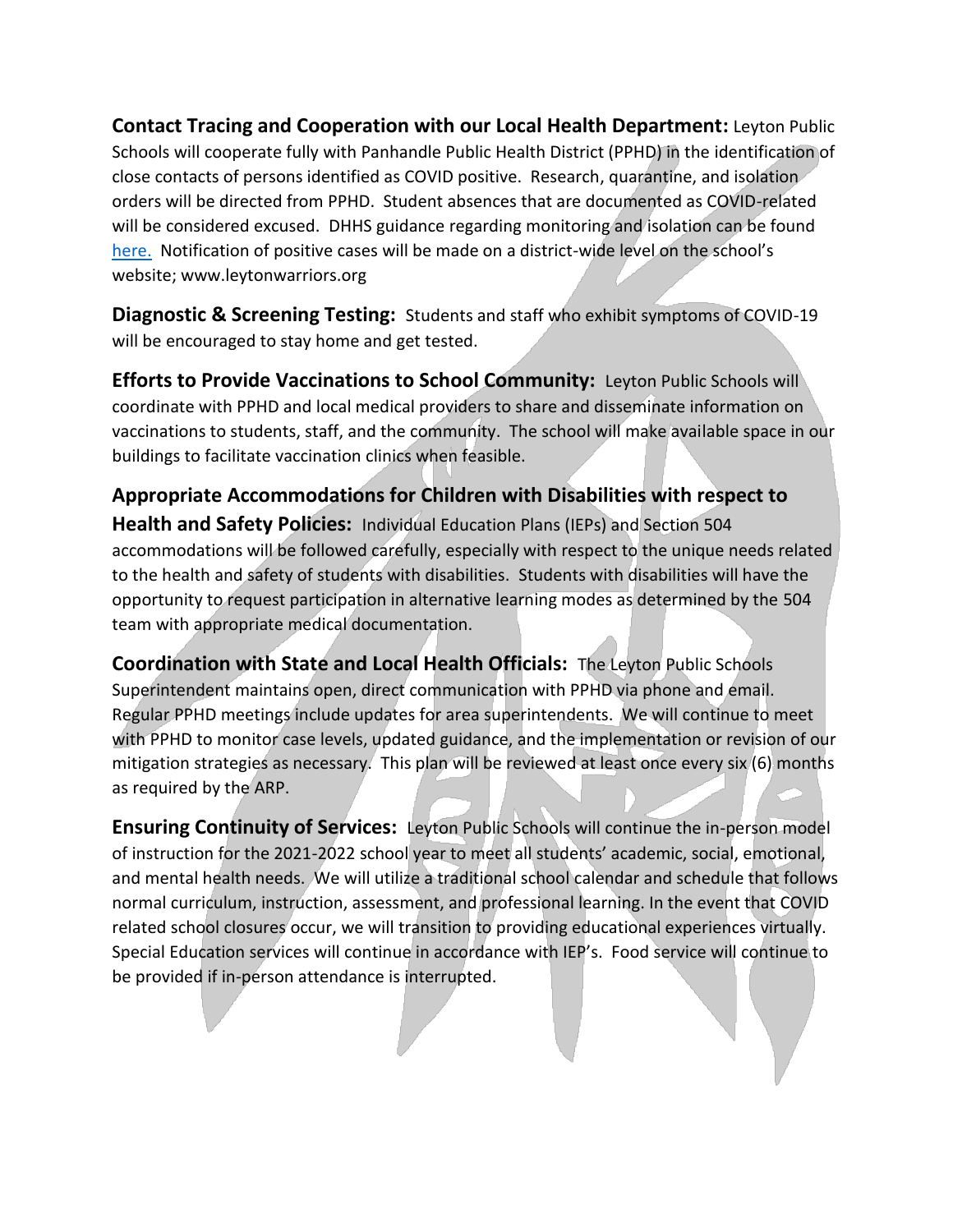**Contact Tracing and Cooperation with our Local Health Department:** Leyton Public Schools will cooperate fully with Panhandle Public Health District (PPHD) in the identification of close contacts of persons identified as COVID positive. Research, quarantine, and isolation orders will be directed from PPHD. Student absences that are documented as COVID-related will be considered excused. DHHS guidance regarding monitoring and isolation can be found here. Notification of positive cases will be made on a district-wide level on the school's website; www.leytonwarriors.org

**Diagnostic & Screening Testing:** Students and staff who exhibit symptoms of COVID-19 will be encouraged to stay home and get tested.

**Efforts to Provide Vaccinations to School Community:** Leyton Public Schools will coordinate with PPHD and local medical providers to share and disseminate information on vaccinations to students, staff, and the community. The school will make available space in our buildings to facilitate vaccination clinics when feasible.

**Appropriate Accommodations for Children with Disabilities with respect to Health and Safety Policies:** Individual Education Plans (IEPs) and Section 504 accommodations will be followed carefully, especially with respect to the unique needs related to the health and safety of students with disabilities. Students with disabilities will have the opportunity to request participation in alternative learning modes as determined by the 504 team with appropriate medical documentation.

**Coordination with State and Local Health Officials:** The Leyton Public Schools Superintendent maintains open, direct communication with PPHD via phone and email. Regular PPHD meetings include updates for area superintendents. We will continue to meet with PPHD to monitor case levels, updated guidance, and the implementation or revision of our mitigation strategies as necessary. This plan will be reviewed at least once every six (6) months as required by the ARP.

**Ensuring Continuity of Services:** Leyton Public Schools will continue the in-person model of instruction for the 2021-2022 school year to meet all students' academic, social, emotional, and mental health needs. We will utilize a traditional school calendar and schedule that follows normal curriculum, instruction, assessment, and professional learning. In the event that COVID related school closures occur, we will transition to providing educational experiences virtually. Special Education services will continue in accordance with IEP's. Food service will continue to be provided if in-person attendance is interrupted.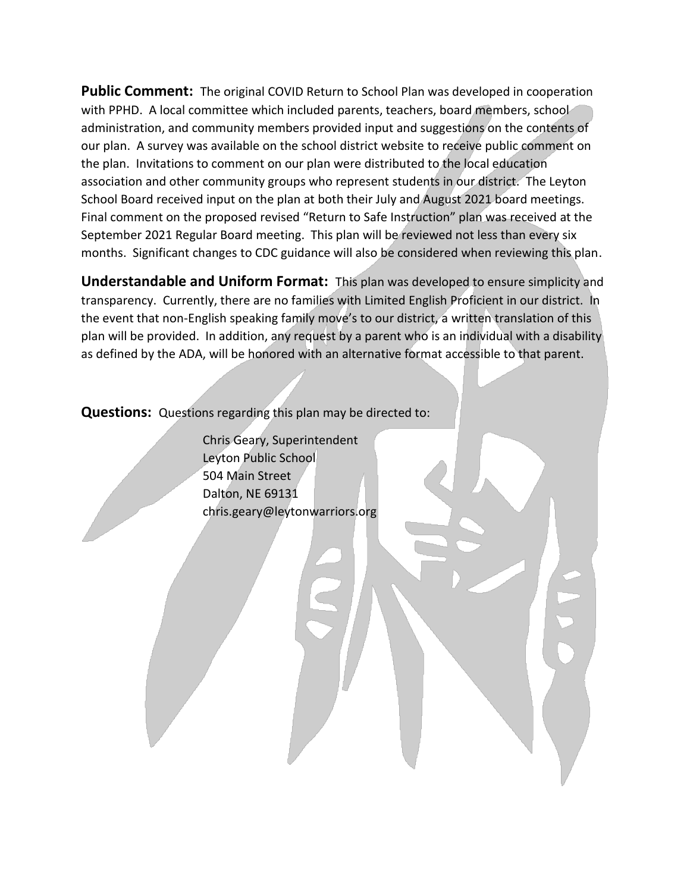**Public Comment:** The original COVID Return to School Plan was developed in cooperation with PPHD. A local committee which included parents, teachers, board members, school administration, and community members provided input and suggestions on the contents of our plan. A survey was available on the school district website to receive public comment on the plan. Invitations to comment on our plan were distributed to the local education association and other community groups who represent students in our district. The Leyton School Board received input on the plan at both their July and August 2021 board meetings. Final comment on the proposed revised "Return to Safe Instruction" plan was received at the September 2021 Regular Board meeting. This plan will be reviewed not less than every six months. Significant changes to CDC guidance will also be considered when reviewing this plan.

**Understandable and Uniform Format:** This plan was developed to ensure simplicity and transparency. Currently, there are no families with Limited English Proficient in our district. In the event that non-English speaking family move's to our district, a written translation of this plan will be provided. In addition, any request by a parent who is an individual with a disability as defined by the ADA, will be honored with an alternative format accessible to that parent.

**Questions:** Questions regarding this plan may be directed to:

Chris Geary, Superintendent
Leyton Public School
504 Main Street
Dalton, NE 69131
chris.geary@leytonwarriors.org